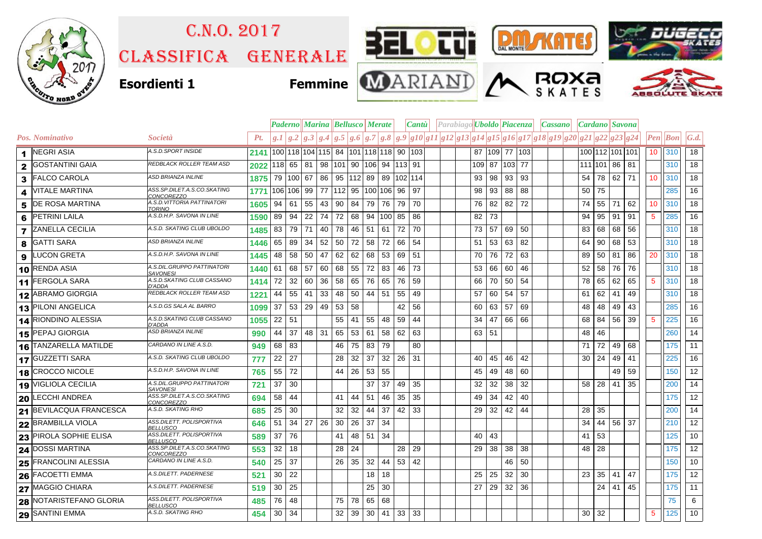# C.N.O. 2017

# Classifica Generale

**Esordienti 1** **Femmine**

| Pos. | Nominativo | Società | Pt. | Paderno | | Marina | | Bellusco | | Merate | | Cantù | | Parabiago | | | Uboldo | | Piacenza | | Cassano | | | Cardano | | Savona | | Pen | Bon | G.d. |
|---|---|---|---|---|---|---|---|---|---|---|---|---|---|---|---|---|---|---|---|---|---|---|---|---|---|---|---|---|---|---|
| | | | | g.1 | g.2 | g.3 | g.4 | g.5 | g.6 | g.7 | g.8 | g.9 | g10 | g11 | g12 | g13 | g14 | g15 | g16 | g17 | g18 | g19 | g20 | g21 | g22 | g23 | g24 | | | |
| 1 | NEGRI ASIA | A.S.D.SPORT INSIDE | 2141 | 100 | 118 | 104 | 115 | 84 | 101 | 118 | 118 | 90 | 103 | | | | 87 | 109 | 77 | 103 | | | | 100 | 112 | 101 | 101 | 10 | 310 | 18 |
| 2 | GOSTANTINI GAIA | REDBLACK ROLLER TEAM ASD | 2022 | 118 | 65 | 81 | 98 | 101 | 90 | 106 | 94 | 113 | 91 | | | | 109 | 87 | 103 | 77 | | | | 111 | 101 | 86 | 81 | | 310 | 18 |
| 3 | FALCO CAROLA | ASD BRIANZA INLINE | 1875 | 79 | 100 | 67 | 86 | 95 | 112 | 89 | 89 | 102 | 114 | | | | 93 | 98 | 93 | 93 | | | | 54 | 78 | 62 | 71 | 10 | 310 | 18 |
| 4 | VITALE MARTINA | ASS.SP.DILET.A.S.CO.SKATING CONCOREZZO | 1771 | 106 | 106 | 99 | 77 | 112 | 95 | 100 | 106 | 96 | 97 | | | | 98 | 93 | 88 | 88 | | | | 50 | 75 | | | | 285 | 16 |
| 5 | DE ROSA MARTINA | A.S.D.VITTORIA PATTINATORI TORINO | 1605 | 94 | 61 | 55 | 43 | 90 | 84 | 79 | 76 | 79 | 70 | | | | 76 | 82 | 82 | 72 | | | | 74 | 55 | 71 | 62 | 10 | 310 | 18 |
| 6 | PETRINI LAILA | A.S.D.H.P. SAVONA IN LINE | 1590 | 89 | 94 | 22 | 74 | 72 | 68 | 94 | 100 | 85 | 86 | | | | 82 | 73 | | | | | | 94 | 95 | 91 | 91 | 5 | 285 | 16 |
| 7 | ZANELLA CECILIA | A.S.D. SKATING CLUB UBOLDO | 1485 | 83 | 79 | 71 | 40 | 78 | 46 | 51 | 61 | 72 | 70 | | | | 73 | 57 | 69 | 50 | | | | 83 | 68 | 68 | 56 | | 310 | 18 |
| 8 | GATTI SARA | ASD BRIANZA INLINE | 1446 | 65 | 89 | 34 | 52 | 50 | 72 | 58 | 72 | 66 | 54 | | | | 51 | 53 | 63 | 82 | | | | 64 | 90 | 68 | 53 | | 310 | 18 |
| 9 | LUCON GRETA | A.S.D.H.P. SAVONA IN LINE | 1445 | 48 | 58 | 50 | 47 | 62 | 62 | 68 | 53 | 69 | 51 | | | | 70 | 76 | 72 | 63 | | | | 89 | 50 | 81 | 86 | 20 | 310 | 18 |
| 10 | RENDA ASIA | A.S.DIL.GRUPPO PATTINATORI SAVONESI | 1440 | 61 | 68 | 57 | 60 | 68 | 55 | 72 | 83 | 46 | 73 | | | | 53 | 66 | 60 | 46 | | | | 52 | 58 | 76 | 76 | | 310 | 18 |
| 11 | FERGOLA SARA | A.S.D.SKATING CLUB CASSANO D'ADDA | 1414 | 72 | 32 | 60 | 36 | 58 | 65 | 76 | 65 | 76 | 59 | | | | 66 | 70 | 50 | 54 | | | | 78 | 65 | 62 | 65 | 5 | 310 | 18 |
| 12 | ABRAMO GIORGIA | REDBLACK ROLLER TEAM ASD | 1221 | 44 | 55 | 41 | 33 | 48 | 50 | 44 | 51 | 55 | 49 | | | | 57 | 60 | 54 | 57 | | | | 61 | 62 | 41 | 49 | | 310 | 18 |
| 13 | PILONI ANGELICA | A.S.D.GS SALA AL BARRO | 1099 | 37 | 53 | 29 | 49 | 53 | 58 | | | 42 | 56 | | | | 60 | 63 | 57 | 69 | | | | 48 | 48 | 49 | 43 | | 285 | 16 |
| 14 | RIONDINO ALESSIA | A.S.D.SKATING CLUB CASSANO D'ADDA | 1055 | 22 | 51 | | | 55 | 41 | 55 | 48 | 59 | 44 | | | | 34 | 47 | 66 | 66 | | | | 68 | 84 | 56 | 39 | 5 | 225 | 16 |
| 15 | PEPAJ GIORGIA | ASD BRIANZA INLINE | 990 | 44 | 37 | 48 | 31 | 65 | 53 | 61 | 58 | 62 | 63 | | | | 63 | 51 | | | | | | 48 | 46 | | | | 260 | 14 |
| 16 | TANZARELLA MATILDE | CARDANO IN LINE A.S.D. | 949 | 68 | 83 | | | 46 | 75 | 83 | 79 | | 80 | | | | | | | | | | | 71 | 72 | 49 | 68 | | 175 | 11 |
| 17 | GUZZETTI SARA | A.S.D. SKATING CLUB UBOLDO | 777 | 22 | 27 | | | 28 | 32 | 37 | 32 | 26 | 31 | | | | 40 | 45 | 46 | 42 | | | | 30 | 24 | 49 | 41 | | 225 | 16 |
| 18 | CROCCO NICOLE | A.S.D.H.P. SAVONA IN LINE | 765 | 55 | 72 | | | 44 | 26 | 53 | 55 | | | | | | 45 | 49 | 48 | 60 | | | | | | 49 | 59 | | 150 | 12 |
| 19 | VIGLIOLA CECILIA | A.S.DIL.GRUPPO PATTINATORI SAVONESI | 721 | 37 | 30 | | | | | 37 | 37 | 49 | 35 | | | | 32 | 32 | 38 | 32 | | | | 58 | 28 | 41 | 35 | | 200 | 14 |
| 20 | LECCHI ANDREA | ASS.SP.DILET.A.S.CO.SKATING CONCOREZZO | 694 | 58 | 44 | | | 41 | 44 | 51 | 46 | 35 | 35 | | | | 49 | 34 | 42 | 40 | | | | | | | | | 175 | 12 |
| 21 | BEVILACQUA FRANCESCA | A.S.D. SKATING RHO | 685 | 25 | 30 | | | 32 | 32 | 44 | 37 | 42 | 33 | | | | 29 | 32 | 42 | 44 | | | | 28 | 35 | | | | 200 | 14 |
| 22 | BRAMBILLA VIOLA | ASS.DILETT. POLISPORTIVA BELLUSCO | 646 | 51 | 34 | 27 | 26 | 30 | 26 | 37 | 34 | | | | | | | | | | | | | 34 | 44 | 56 | 37 | | 210 | 12 |
| 23 | PIROLA SOPHIE ELISA | ASS.DILETT. POLISPORTIVA BELLUSCO | 589 | 37 | 76 | | | 41 | 48 | 51 | 34 | | | | | | 40 | 43 | | | | | | 41 | 53 | | | | 125 | 10 |
| 24 | DOSSI MARTINA | ASS.SP.DILET.A.S.CO.SKATING CONCOREZZO | 553 | 32 | 18 | | | 28 | 24 | | | 28 | 29 | | | | 29 | 38 | 38 | 38 | | | | 48 | 28 | | | | 175 | 12 |
| 25 | FRANCOLINI ALESSIA | CARDANO IN LINE A.S.D. | 540 | 25 | 37 | | | 26 | 35 | 32 | 44 | 53 | 42 | | | | | | 46 | 50 | | | | | | | | | 150 | 10 |
| 26 | FACOETTI EMMA | A.S.DILETT. PADERNESE | 521 | 30 | 22 | | | | | 18 | 18 | | | | | | 25 | 25 | 32 | 30 | | | | 23 | 35 | 41 | 47 | | 175 | 12 |
| 27 | MAGGIO CHIARA | A.S.DILETT. PADERNESE | 519 | 30 | 25 | | | | | 25 | 30 | | | | | | 27 | 29 | 32 | 36 | | | | | 24 | 41 | 45 | | 175 | 11 |
| 28 | NOTARISTEFANO GLORIA | ASS.DILETT. POLISPORTIVA BELLUSCO | 485 | 76 | 48 | | | 75 | 78 | 65 | 68 | | | | | | | | | | | | | | | | | | 75 | 6 |
| 29 | SANTINI EMMA | A.S.D. SKATING RHO | 454 | 30 | 34 | | | 32 | 39 | 30 | 41 | 33 | 33 | | | | | | | | | | | 30 | 32 | | | 5 | 125 | 10 |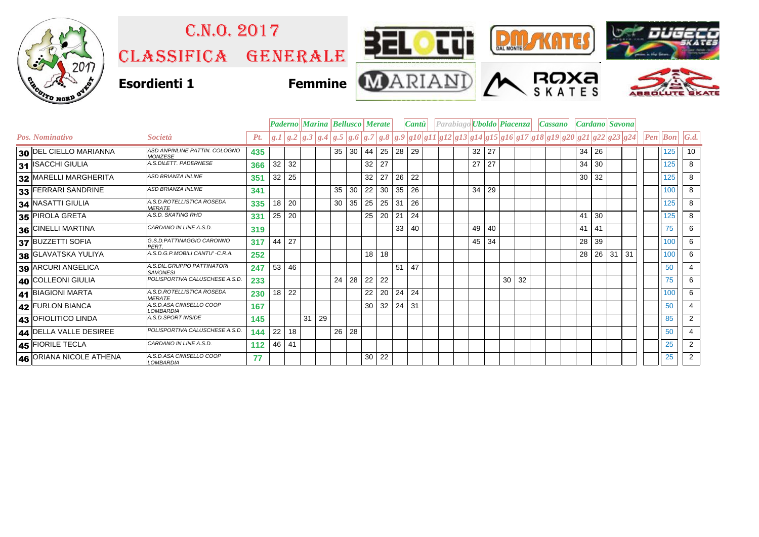# C.N.O. 2017

# Classifica Generale

**Esordienti 1** **Femmine**

| Pos. | Nominativo | Società | Pt. | Paderno | | Marina | | Bellusco | | Merate | | Cantù | | Parabiago | | | Uboldo | | Piacenza | | Cassano | | | Cardano | | Savona | | Pen | Bon | G.d. |
|---|---|---|---|---|---|---|---|---|---|---|---|---|---|---|---|---|---|---|---|---|---|---|---|---|---|---|---|---|---|---|
| | | | | g.1 | g.2 | g.3 | g.4 | g.5 | g.6 | g.7 | g.8 | g.9 | g10 | g11 | g12 | g13 | g14 | g15 | g16 | g17 | g18 | g19 | g20 | g21 | g22 | g23 | g24 | | | |
| 30 | DEL CIELLO MARIANNA | ASD ANPINLINE PATTIN. COLOGNO MONZESE | 435 | | | | | 35 | 30 | 44 | 25 | 28 | 29 | | | | 32 | 27 | | | | | | 34 | 26 | | | | 125 | 10 |
| 31 | ISACCHI GIULIA | A.S.DILETT. PADERNESE | 366 | 32 | 32 | | | | | 32 | 27 | | | | | | 27 | 27 | | | | | | 34 | 30 | | | | 125 | 8 |
| 32 | MARELLI MARGHERITA | ASD BRIANZA INLINE | 351 | 32 | 25 | | | | | 32 | 27 | 26 | 22 | | | | | | | | | | | 30 | 32 | | | | 125 | 8 |
| 33 | FERRARI SANDRINE | ASD BRIANZA INLINE | 341 | | | | | 35 | 30 | 22 | 30 | 35 | 26 | | | | 34 | 29 | | | | | | | | | | | 100 | 8 |
| 34 | NASATTI GIULIA | A.S.D.ROTELLISTICA ROSEDA MERATE | 335 | 18 | 20 | | | 30 | 35 | 25 | 25 | 31 | 26 | | | | | | | | | | | | | | | | 125 | 8 |
| 35 | PIROLA GRETA | A.S.D. SKATING RHO | 331 | 25 | 20 | | | | | 25 | 20 | 21 | 24 | | | | | | | | | | | 41 | 30 | | | | 125 | 8 |
| 36 | CINELLI MARTINA | CARDANO IN LINE A.S.D. | 319 | | | | | | | | | 33 | 40 | | | | 49 | 40 | | | | | | 41 | 41 | | | | 75 | 6 |
| 37 | BUZZETTI SOFIA | G.S.D.PATTINAGGIO CARONNO PERT. | 317 | 44 | 27 | | | | | | | | | | | | 45 | 34 | | | | | | 28 | 39 | | | | 100 | 6 |
| 38 | GLAVATSKA YULIYA | A.S.D.G.P.MOBILI CANTU' -C.R.A. | 252 | | | | | | | 18 | 18 | | | | | | | | | | | | | 28 | 26 | 31 | 31 | | 100 | 6 |
| 39 | ARCURI ANGELICA | A.S.DIL.GRUPPO PATTINATORI SAVONESI | 247 | 53 | 46 | | | | | | | 51 | 47 | | | | | | | | | | | | | | | | 50 | 4 |
| 40 | COLLEONI GIULIA | POLISPORTIVA CALUSCHESE A.S.D. | 233 | | | | | 24 | 28 | 22 | 22 | | | | | | | | 30 | 32 | | | | | | | | | 75 | 6 |
| 41 | BIAGIONI MARTA | A.S.D.ROTELLISTICA ROSEDA MERATE | 230 | 18 | 22 | | | | | 22 | 20 | 24 | 24 | | | | | | | | | | | | | | | | 100 | 6 |
| 42 | FURLON BIANCA | A.S.D.ASA CINISELLO COOP LOMBARDIA | 167 | | | | | | | 30 | 32 | 24 | 31 | | | | | | | | | | | | | | | | 50 | 4 |
| 43 | OFIOLITICO LINDA | A.S.D.SPORT INSIDE | 145 | | | 31 | 29 | | | | | | | | | | | | | | | | | | | | | | 85 | 2 |
| 44 | DELLA VALLE DESIREE | POLISPORTIVA CALUSCHESE A.S.D. | 144 | 22 | 18 | | | 26 | 28 | | | | | | | | | | | | | | | | | | | | 50 | 4 |
| 45 | FIORILE TECLA | CARDANO IN LINE A.S.D. | 112 | 46 | 41 | | | | | | | | | | | | | | | | | | | | | | | | 25 | 2 |
| 46 | ORIANA NICOLE ATHENA | A.S.D.ASA CINISELLO COOP LOMBARDIA | 77 | | | | | | | 30 | 22 | | | | | | | | | | | | | | | | | | 25 | 2 |